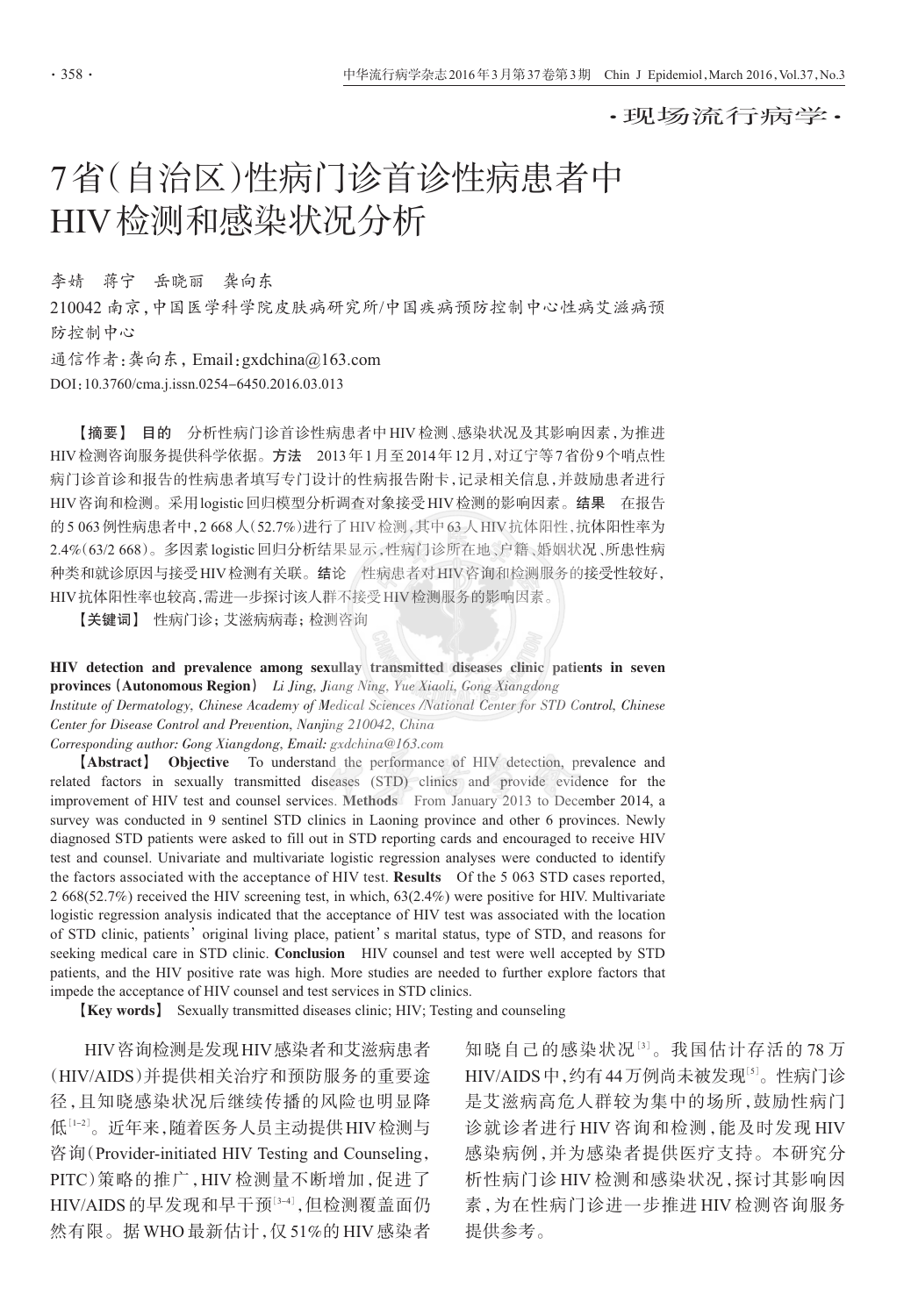·现场流行病学·

# 7省（自治区）性病门诊首诊性病患者中HIV检测和感染状况分析

李婧　蒋宁　岳晓丽　龚向东

210042 南京，中国医学科学院皮肤病研究所/中国疾病预防控制中心性病艾滋病预防控制中心

通信作者：龚向东，Email：gxdchina@163.com

DOI：10.3760/cma.j.issn.0254-6450.2016.03.013

**【摘要】** **目的**　分析性病门诊首诊性病患者中HIV检测、感染状况及其影响因素，为推进HIV检测咨询服务提供科学依据。**方法**　2013年1月至2014年12月，对辽宁等7省份9个哨点性病门诊首诊和报告的性病患者填写专门设计的性病报告附卡，记录相关信息，并鼓励患者进行HIV咨询和检测。采用logistic回归模型分析调查对象接受HIV检测的影响因素。**结果**　在报告的5 063例性病患者中，2 668人（52.7%）进行了HIV检测，其中63人HIV抗体阳性，抗体阳性率为2.4%（63/2 668）。多因素logistic回归分析结果显示，性病门诊所在地、户籍、婚姻状况、所患性病种类和就诊原因与接受HIV检测有关联。**结论**　性病患者对HIV咨询和检测服务的接受性较好，HIV抗体阳性率也较高，需进一步探讨该人群不接受HIV检测服务的影响因素。

**【关键词】**　性病门诊；艾滋病病毒；检测咨询

**HIV detection and prevalence among sexullay transmitted diseases clinic patients in seven provinces (Autonomous Region)**　*Li Jing, Jiang Ning, Yue Xiaoli, Gong Xiangdong*

*Institute of Dermatology, Chinese Academy of Medical Sciences /National Center for STD Control, Chinese Center for Disease Control and Prevention, Nanjing 210042, China*

*Corresponding author: Gong Xiangdong, Email: gxdchina@163.com*

**【Abstract】** **Objective**　To understand the performance of HIV detection, prevalence and related factors in sexually transmitted diseases (STD) clinics and provide evidence for the improvement of HIV test and counsel services. **Methods**　From January 2013 to December 2014, a survey was conducted in 9 sentinel STD clinics in Laoning province and other 6 provinces. Newly diagnosed STD patients were asked to fill out in STD reporting cards and encouraged to receive HIV test and counsel. Univariate and multivariate logistic regression analyses were conducted to identify the factors associated with the acceptance of HIV test. **Results**　Of the 5 063 STD cases reported, 2 668(52.7%) received the HIV screening test, in which, 63(2.4%) were positive for HIV. Multivariate logistic regression analysis indicated that the acceptance of HIV test was associated with the location of STD clinic, patients' original living place, patient's marital status, type of STD, and reasons for seeking medical care in STD clinic. **Conclusion**　HIV counsel and test were well accepted by STD patients, and the HIV positive rate was high. More studies are needed to further explore factors that impede the acceptance of HIV counsel and test services in STD clinics.

**【Key words】**　Sexually transmitted diseases clinic; HIV; Testing and counseling

HIV咨询检测是发现HIV感染者和艾滋病患者（HIV/AIDS）并提供相关治疗和预防服务的重要途径，且知晓感染状况后继续传播的风险也明显降低[1-2]。近年来，随着医务人员主动提供HIV检测与咨询（Provider-initiated HIV Testing and Counseling，PITC）策略的推广，HIV检测量不断增加，促进了HIV/AIDS的早发现和早干预[3-4]，但检测覆盖面仍然有限。据WHO最新估计，仅51%的HIV感染者知晓自己的感染状况[3]。我国估计存活的78万HIV/AIDS中，约有44万例尚未被发现[5]。性病门诊是艾滋病高危人群较为集中的场所，鼓励性病门诊就诊者进行HIV咨询和检测，能及时发现HIV感染病例，并为感染者提供医疗支持。本研究分析性病门诊HIV检测和感染状况，探讨其影响因素，为在性病门诊进一步推进HIV检测咨询服务提供参考。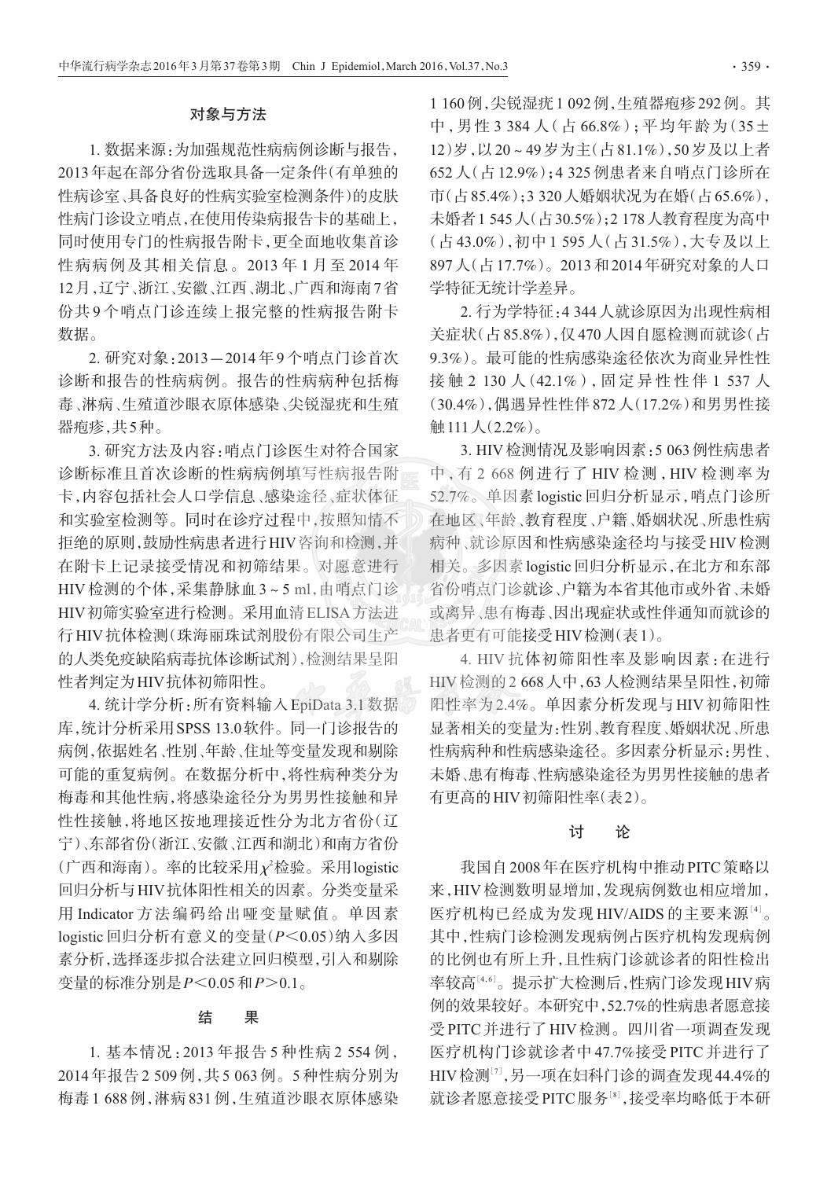## 对象与方法

1. 数据来源：为加强规范性病病例诊断与报告，2013年起在部分省份选取具备一定条件(有单独的性病诊室、具备良好的性病实验室检测条件)的皮肤性病门诊设立哨点，在使用传染病报告卡的基础上，同时使用专门的性病报告附卡，更全面地收集首诊性病病例及其相关信息。2013年1月至2014年12月，辽宁、浙江、安徽、江西、湖北、广西和海南7省份共9个哨点门诊连续上报完整的性病报告附卡数据。

2. 研究对象：2013－2014年9个哨点门诊首次诊断和报告的性病病例。报告的性病病种包括梅毒、淋病、生殖道沙眼衣原体感染、尖锐湿疣和生殖器疱疹，共5种。

3. 研究方法及内容：哨点门诊医生对符合国家诊断标准且首次诊断的性病病例填写性病报告附卡，内容包括社会人口学信息、感染途径、症状体征和实验室检测等。同时在诊疗过程中，按照知情不拒绝的原则，鼓励性病患者进行HIV咨询和检测，并在附卡上记录接受情况和初筛结果。对愿意进行HIV检测的个体，采集静脉血3～5 ml，由哨点门诊HIV初筛实验室进行检测。采用血清ELISA方法进行HIV抗体检测(珠海丽珠试剂股份有限公司生产的人类免疫缺陷病毒抗体诊断试剂)，检测结果呈阳性者判定为HIV抗体初筛阳性。

4. 统计学分析：所有资料输入EpiData 3.1数据库，统计分析采用SPSS 13.0软件。同一门诊报告的病例，依据姓名、性别、年龄、住址等变量发现和剔除可能的重复病例。在数据分析中，将性病种类分为梅毒和其他性病，将感染途径分为男男性接触和异性性接触，将地区按地理接近性分为北方省份(辽宁)、东部省份(浙江、安徽、江西和湖北)和南方省份(广西和海南)。率的比较采用$\chi^2$检验。采用logistic回归分析与HIV抗体阳性相关的因素。分类变量采用Indicator方法编码给出哑变量赋值。单因素logistic回归分析有意义的变量($P<0.05$)纳入多因素分析，选择逐步拟合法建立回归模型，引入和剔除变量的标准分别是$P<0.05$和$P>0.1$。

## 结果

1. 基本情况：2013年报告5种性病2 554例，2014年报告2 509例，共5 063例。5种性病分别为梅毒1 688例，淋病831例，生殖道沙眼衣原体感染1 160例，尖锐湿疣1 092例，生殖器疱疹292例。其中，男性3 384人(占66.8%)；平均年龄为(35±12)岁，以20～49岁为主(占81.1%)，50岁及以上者652人(占12.9%)；4 325例患者来自哨点门诊所在市(占85.4%)；3 320人婚姻状况为在婚(占65.6%)，未婚者1 545人(占30.5%)；2 178人教育程度为高中(占43.0%)，初中1 595人(占31.5%)，大专及以上897人(占17.7%)。2013和2014年研究对象的人口学特征无统计学差异。

2. 行为学特征：4 344人就诊原因为出现性病相关症状(占85.8%)，仅470人因自愿检测而就诊(占9.3%)。最可能的性病感染途径依次为商业异性性接触2 130人(42.1%)，固定异性性伴1 537人(30.4%)，偶遇异性性伴872人(17.2%)和男男性接触111人(2.2%)。

3. HIV检测情况及影响因素：5 063例性病患者中，有2 668例进行了HIV检测，HIV检测率为52.7%。单因素logistic回归分析显示，哨点门诊所在地区、年龄、教育程度、户籍、婚姻状况、所患性病病种、就诊原因和性病感染途径均与接受HIV检测相关。多因素logistic回归分析显示，在北方和东部省份哨点门诊就诊、户籍为本省其他市或外省、未婚或离异、患有梅毒、因出现症状或性伴通知而就诊的患者更有可能接受HIV检测(表1)。

4. HIV抗体初筛阳性率及影响因素：在进行HIV检测的2 668人中，63人检测结果呈阳性，初筛阳性率为2.4%。单因素分析发现与HIV初筛阳性显著相关的变量为：性别、教育程度、婚姻状况、所患性病病种和性病感染途径。多因素分析显示：男性、未婚、患有梅毒、性病感染途径为男男性接触的患者有更高的HIV初筛阳性率(表2)。

## 讨论

我国自2008年在医疗机构中推动PITC策略以来，HIV检测数明显增加，发现病例数也相应增加，医疗机构已经成为发现HIV/AIDS的主要来源[4]。其中，性病门诊检测发现病例占医疗机构发现病例的比例也有所上升，且性病门诊就诊者的阳性检出率较高[4,6]。提示扩大检测后，性病门诊发现HIV病例的效果较好。本研究中，52.7%的性病患者愿意接受PITC并进行了HIV检测。四川省一项调查发现医疗机构门诊就诊者中47.7%接受PITC并进行了HIV检测[7]，另一项在妇科门诊的调查发现44.4%的就诊者愿意接受PITC服务[8]，接受率均略低于本研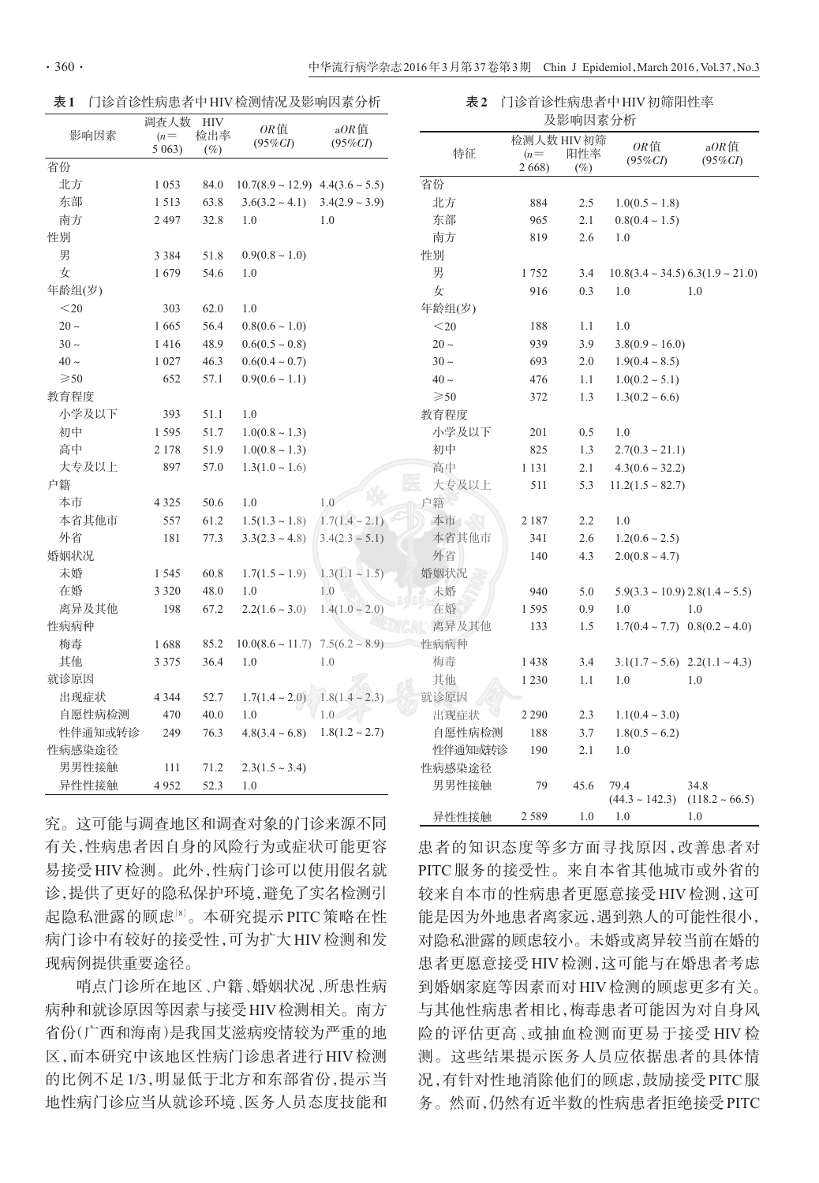**表1** 门诊首诊性病患者中HIV检测情况及影响因素分析

| 影响因素 | 调查人数($n$=5 063) | HIV检出率(%) | $OR$值($95\%CI$) | a$OR$值($95\%CI$) |
|---|---|---|---|---|
| 省份 | | | | |
| 北方 | 1 053 | 84.0 | 10.7(8.9 ~ 12.9) | 4.4(3.6 ~ 5.5) |
| 东部 | 1 513 | 63.8 | 3.6(3.2 ~ 4.1) | 3.4(2.9 ~ 3.9) |
| 南方 | 2 497 | 32.8 | 1.0 | 1.0 |
| 性别 | | | | |
| 男 | 3 384 | 51.8 | 0.9(0.8 ~ 1.0) | |
| 女 | 1 679 | 54.6 | 1.0 | |
| 年龄组(岁) | | | | |
| ＜20 | 303 | 62.0 | 1.0 | |
| 20 ~ | 1 665 | 56.4 | 0.8(0.6 ~ 1.0) | |
| 30 ~ | 1 416 | 48.9 | 0.6(0.5 ~ 0.8) | |
| 40 ~ | 1 027 | 46.3 | 0.6(0.4 ~ 0.7) | |
| ≥50 | 652 | 57.1 | 0.9(0.6 ~ 1.1) | |
| 教育程度 | | | | |
| 小学及以下 | 393 | 51.1 | 1.0 | |
| 初中 | 1 595 | 51.7 | 1.0(0.8 ~ 1.3) | |
| 高中 | 2 178 | 51.9 | 1.0(0.8 ~ 1.3) | |
| 大专及以上 | 897 | 57.0 | 1.3(1.0 ~ 1.6) | |
| 户籍 | | | | |
| 本市 | 4 325 | 50.6 | 1.0 | 1.0 |
| 本省其他市 | 557 | 61.2 | 1.5(1.3 ~ 1.8) | 1.7(1.4 ~ 2.1) |
| 外省 | 181 | 77.3 | 3.3(2.3 ~ 4.8) | 3.4(2.3 ~ 5.1) |
| 婚姻状况 | | | | |
| 未婚 | 1 545 | 60.8 | 1.7(1.5 ~ 1.9) | 1.3(1.1 ~ 1.5) |
| 在婚 | 3 320 | 48.0 | 1.0 | 1.0 |
| 离异及其他 | 198 | 67.2 | 2.2(1.6 ~ 3.0) | 1.4(1.0 ~ 2.0) |
| 性病病种 | | | | |
| 梅毒 | 1 688 | 85.2 | 10.0(8.6 ~ 11.7) | 7.5(6.2 ~ 8.9) |
| 其他 | 3 375 | 36.4 | 1.0 | 1.0 |
| 就诊原因 | | | | |
| 出现症状 | 4 344 | 52.7 | 1.7(1.4 ~ 2.0) | 1.8(1.4 ~ 2.3) |
| 自愿性病检测 | 470 | 40.0 | 1.0 | 1.0 |
| 性伴通知或转诊 | 249 | 76.3 | 4.8(3.4 ~ 6.8) | 1.8(1.2 ~ 2.7) |
| 性病感染途径 | | | | |
| 男男性接触 | 111 | 71.2 | 2.3(1.5 ~ 3.4) | |
| 异性性接触 | 4 952 | 52.3 | 1.0 | |

**表2** 门诊首诊性病患者中HIV初筛阳性率及影响因素分析

| 特征 | 检测人数($n$=2 668) | HIV初筛阳性率(%) | $OR$值($95\%CI$) | a$OR$值($95\%CI$) |
|---|---|---|---|---|
| 省份 | | | | |
| 北方 | 884 | 2.5 | 1.0(0.5 ~ 1.8) | |
| 东部 | 965 | 2.1 | 0.8(0.4 ~ 1.5) | |
| 南方 | 819 | 2.6 | 1.0 | |
| 性别 | | | | |
| 男 | 1 752 | 3.4 | 10.8(3.4 ~ 34.5) | 6.3(1.9 ~ 21.0) |
| 女 | 916 | 0.3 | 1.0 | 1.0 |
| 年龄组(岁) | | | | |
| ＜20 | 188 | 1.1 | 1.0 | |
| 20 ~ | 939 | 3.9 | 3.8(0.9 ~ 16.0) | |
| 30 ~ | 693 | 2.0 | 1.9(0.4 ~ 8.5) | |
| 40 ~ | 476 | 1.1 | 1.0(0.2 ~ 5.1) | |
| ≥50 | 372 | 1.3 | 1.3(0.2 ~ 6.6) | |
| 教育程度 | | | | |
| 小学及以下 | 201 | 0.5 | 1.0 | |
| 初中 | 825 | 1.3 | 2.7(0.3 ~ 21.1) | |
| 高中 | 1 131 | 2.1 | 4.3(0.6 ~ 32.2) | |
| 大专及以上 | 511 | 5.3 | 11.2(1.5 ~ 82.7) | |
| 户籍 | | | | |
| 本市 | 2 187 | 2.2 | 1.0 | |
| 本省其他市 | 341 | 2.6 | 1.2(0.6 ~ 2.5) | |
| 外省 | 140 | 4.3 | 2.0(0.8 ~ 4.7) | |
| 婚姻状况 | | | | |
| 未婚 | 940 | 5.0 | 5.9(3.3 ~ 10.9) | 2.8(1.4 ~ 5.5) |
| 在婚 | 1 595 | 0.9 | 1.0 | 1.0 |
| 离异及其他 | 133 | 1.5 | 1.7(0.4 ~ 7.7) | 0.8(0.2 ~ 4.0) |
| 性病病种 | | | | |
| 梅毒 | 1 438 | 3.4 | 3.1(1.7 ~ 5.6) | 2.2(1.1 ~ 4.3) |
| 其他 | 1 230 | 1.1 | 1.0 | 1.0 |
| 就诊原因 | | | | |
| 出现症状 | 2 290 | 2.3 | 1.1(0.4 ~ 3.0) | |
| 自愿性病检测 | 188 | 3.7 | 1.8(0.5 ~ 6.2) | |
| 性伴通知或转诊 | 190 | 2.1 | 1.0 | |
| 性病感染途径 | | | | |
| 男男性接触 | 79 | 45.6 | 79.4(44.3 ~ 142.3) | 34.8(118.2 ~ 66.5) |
| 异性性接触 | 2 589 | 1.0 | 1.0 | 1.0 |

究。这可能与调查地区和调查对象的门诊来源不同有关,性病患者因自身的风险行为或症状可能更容易接受HIV检测。此外,性病门诊可以使用假名就诊,提供了更好的隐私保护环境,避免了实名检测引起隐私泄露的顾虑[8]。本研究提示PITC策略在性病门诊中有较好的接受性,可为扩大HIV检测和发现病例提供重要途径。

哨点门诊所在地区、户籍、婚姻状况、所患性病病种和就诊原因等因素与接受HIV检测相关。南方省份(广西和海南)是我国艾滋病疫情较为严重的地区,而本研究中该地区性病门诊患者进行HIV检测的比例不足1/3,明显低于北方和东部省份,提示当地性病门诊应当从就诊环境、医务人员态度技能和患者的知识态度等多方面寻找原因,改善患者对PITC服务的接受性。来自本省其他城市或外省的较来自本市的性病患者更愿意接受HIV检测,这可能是因为外地患者离家远,遇到熟人的可能性很小,对隐私泄露的顾虑较小。未婚或离异较当前在婚的患者更愿意接受HIV检测,这可能与在婚患者考虑到婚姻家庭等因素而对HIV检测的顾虑更多有关。与其他性病患者相比,梅毒患者可能因为对自身风险的评估更高、或抽血检测而更易于接受HIV检测。这些结果提示医务人员应依据患者的具体情况,有针对性地消除他们的顾虑,鼓励接受PITC服务。然而,仍然有近半数的性病患者拒绝接受PITC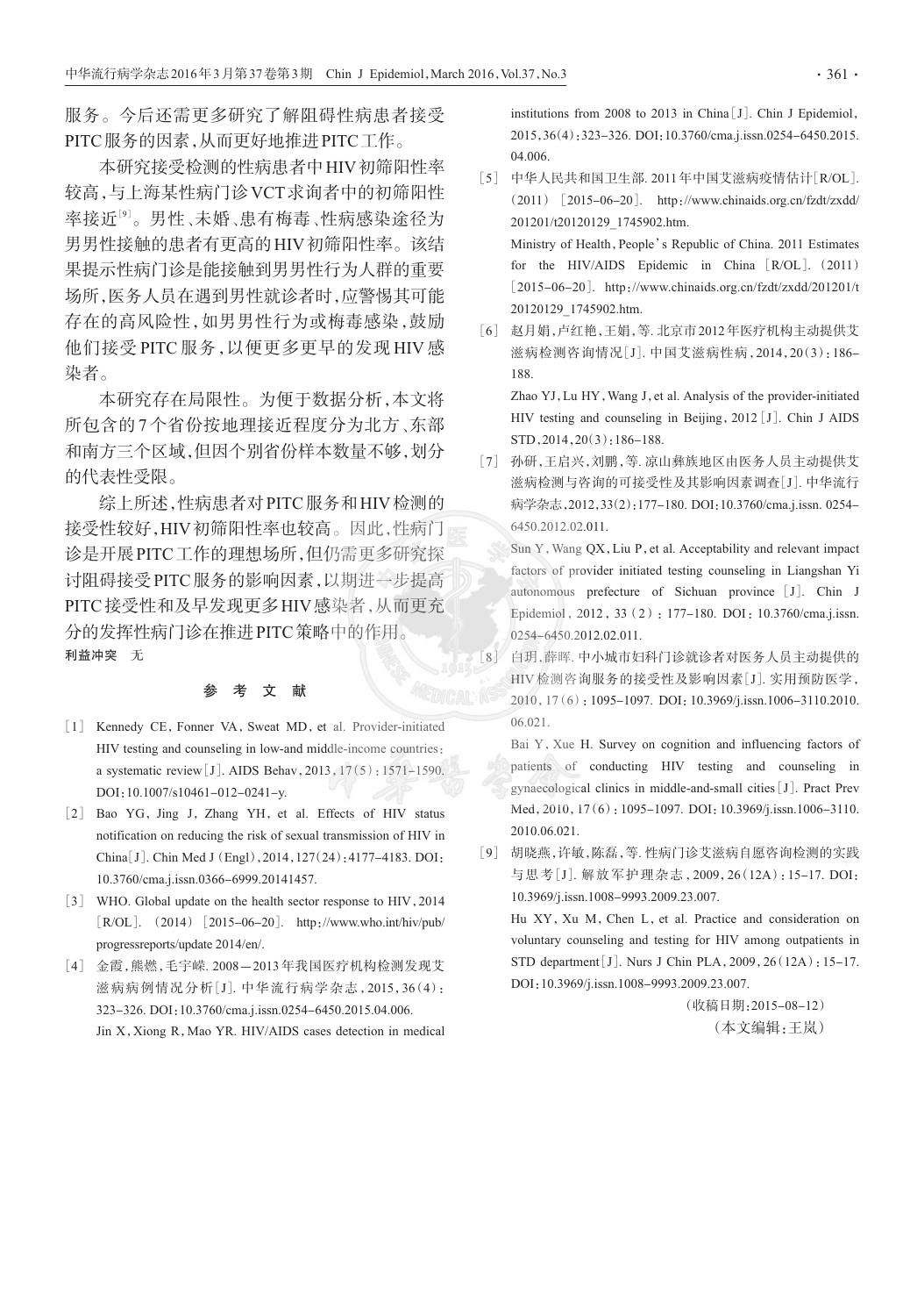服务。今后还需更多研究了解阻碍性病患者接受PITC服务的因素，从而更好地推进PITC工作。

本研究接受检测的性病患者中HIV初筛阳性率较高，与上海某性病门诊VCT求询者中的初筛阳性率接近[9]。男性、未婚、患有梅毒、性病感染途径为男男性接触的患者有更高的HIV初筛阳性率。该结果提示性病门诊是能接触到男男性行为人群的重要场所，医务人员在遇到男性就诊者时，应警惕其可能存在的高风险性，如男男性行为或梅毒感染，鼓励他们接受PITC服务，以便更多更早的发现HIV感染者。

本研究存在局限性。为便于数据分析，本文将所包含的7个省份按地理接近程度分为北方、东部和南方三个区域，但因个别省份样本数量不够，划分的代表性受限。

综上所述，性病患者对PITC服务和HIV检测的接受性较好，HIV初筛阳性率也较高。因此，性病门诊是开展PITC工作的理想场所，但仍需更多研究探讨阻碍接受PITC服务的影响因素，以期进一步提高PITC接受性和及早发现更多HIV感染者，从而更充分的发挥性病门诊在推进PITC策略中的作用。

**利益冲突** 无

## 参 考 文 献

[1] Kennedy CE, Fonner VA, Sweat MD, et al. Provider-initiated HIV testing and counseling in low-and middle-income countries: a systematic review[J]. AIDS Behav, 2013, 17(5): 1571-1590. DOI: 10.1007/s10461-012-0241-y.

[2] Bao YG, Jing J, Zhang YH, et al. Effects of HIV status notification on reducing the risk of sexual transmission of HIV in China[J]. Chin Med J (Engl), 2014, 127(24): 4177-4183. DOI: 10.3760/cma.j.issn.0366-6999.20141457.

[3] WHO. Global update on the health sector response to HIV, 2014 [R/OL]. (2014) [2015-06-20]. http://www.who.int/hiv/pub/progressreports/update 2014/en/.

[4] 金霞，熊燃，毛宇嵘. 2008－2013年我国医疗机构检测发现艾滋病病例情况分析[J]. 中华流行病学杂志，2015，36(4)：323-326. DOI：10.3760/cma.j.issn.0254-6450.2015.04.006.
Jin X, Xiong R, Mao YR. HIV/AIDS cases detection in medical institutions from 2008 to 2013 in China[J]. Chin J Epidemiol, 2015, 36(4): 323-326. DOI: 10.3760/cma.j.issn.0254-6450.2015.04.006.

[5] 中华人民共和国卫生部. 2011年中国艾滋病疫情估计[R/OL]. (2011) [2015-06-20]. http://www.chinaids.org.cn/fzdt/zxdd/201201/t20120129_1745902.htm.
Ministry of Health, People's Republic of China. 2011 Estimates for the HIV/AIDS Epidemic in China [R/OL]. (2011) [2015-06-20]. http://www.chinaids.org.cn/fzdt/zxdd/201201/t20120129_1745902.htm.

[6] 赵月娟，卢红艳，王娟，等. 北京市2012年医疗机构主动提供艾滋病检测咨询情况[J]. 中国艾滋病性病，2014，20(3)：186-188.
Zhao YJ, Lu HY, Wang J, et al. Analysis of the provider-initiated HIV testing and counseling in Beijing, 2012[J]. Chin J AIDS STD, 2014, 20(3): 186-188.

[7] 孙研，王启兴，刘鹏，等. 凉山彝族地区由医务人员主动提供艾滋病检测与咨询的可接受性及其影响因素调查[J]. 中华流行病学杂志，2012，33(2)：177-180. DOI：10.3760/cma.j.issn. 0254-6450.2012.02.011.
Sun Y, Wang QX, Liu P, et al. Acceptability and relevant impact factors of provider initiated testing counseling in Liangshan Yi autonomous prefecture of Sichuan province [J]. Chin J Epidemiol, 2012, 33(2): 177-180. DOI: 10.3760/cma.j.issn. 0254-6450.2012.02.011.

[8] 白玥，薛晖. 中小城市妇科门诊就诊者对医务人员主动提供的HIV检测咨询服务的接受性及影响因素[J]. 实用预防医学，2010，17(6)：1095-1097. DOI：10.3969/j.issn.1006-3110.2010.06.021.
Bai Y, Xue H. Survey on cognition and influencing factors of patients of conducting HIV testing and counseling in gynaecological clinics in middle-and-small cities[J]. Pract Prev Med, 2010, 17(6): 1095-1097. DOI: 10.3969/j.issn.1006-3110.2010.06.021.

[9] 胡晓燕，许敏，陈磊，等. 性病门诊艾滋病自愿咨询检测的实践与思考[J]. 解放军护理杂志，2009，26(12A)：15-17. DOI：10.3969/j.issn.1008-9993.2009.23.007.
Hu XY, Xu M, Chen L, et al. Practice and consideration on voluntary counseling and testing for HIV among outpatients in STD department[J]. Nurs J Chin PLA, 2009, 26(12A): 15-17. DOI: 10.3969/j.issn.1008-9993.2009.23.007.

（收稿日期：2015-08-12）

（本文编辑：王岚）